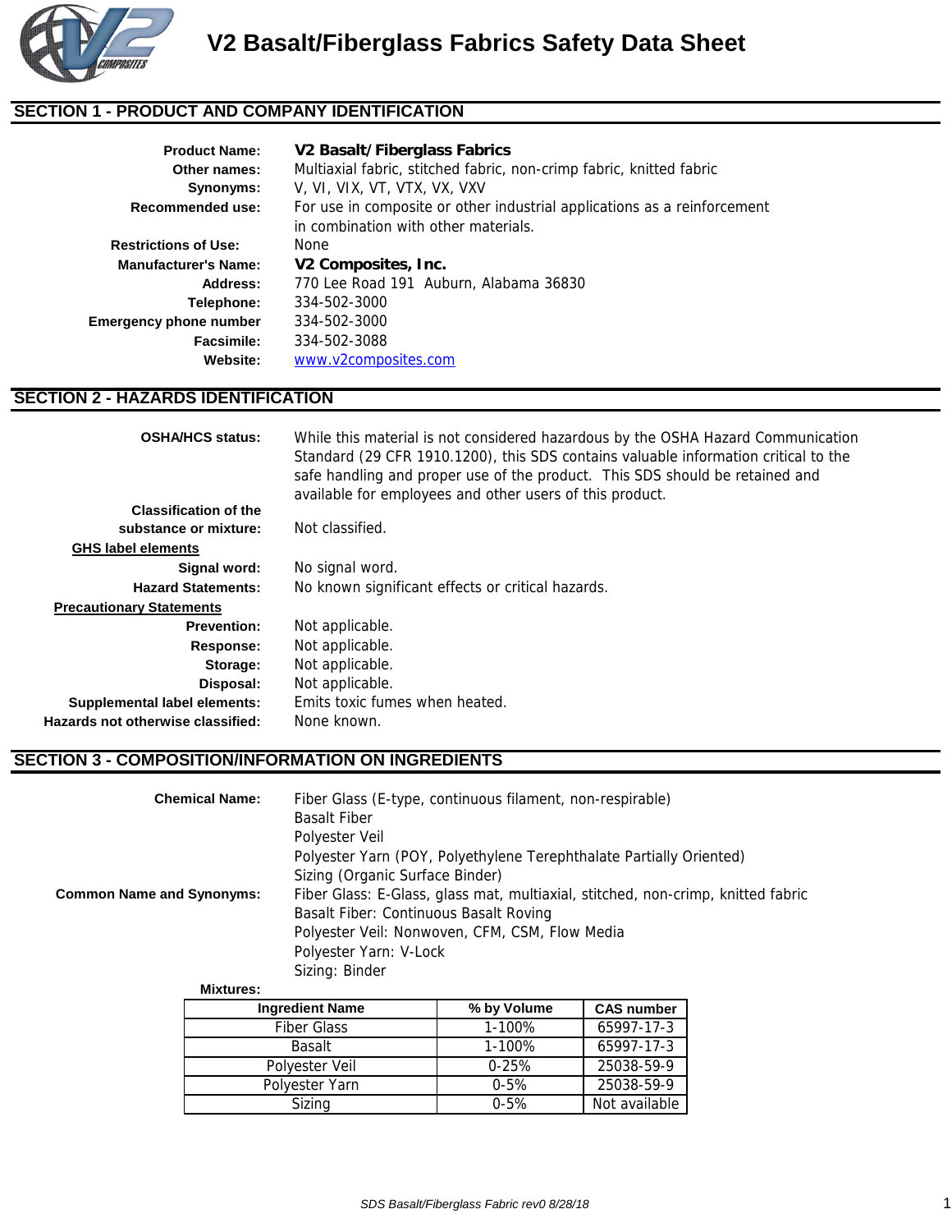# V2 Basalt/Fiberglass Fabrics Safety Data Sheet

## SECTION 1 - PRODUCT AND COMPANY IDENTIFICATION

**Product Name:** **V2 Basalt/Fiberglass Fabrics**
**Other names:** Multiaxial fabric, stitched fabric, non-crimp fabric, knitted fabric
**Synonyms:** V, VI, VIX, VT, VTX, VX, VXV
**Recommended use:** For use in composite or other industrial applications as a reinforcement in combination with other materials.
**Restrictions of Use:** None
**Manufacturer's Name:** **V2 Composites, Inc.**
**Address:** 770 Lee Road 191 Auburn, Alabama 36830
**Telephone:** 334-502-3000
**Emergency phone number** 334-502-3000
**Facsimile:** 334-502-3088
**Website:** www.v2composites.com

## SECTION 2 - HAZARDS IDENTIFICATION

**OSHA/HCS status:** While this material is not considered hazardous by the OSHA Hazard Communication Standard (29 CFR 1910.1200), this SDS contains valuable information critical to the safe handling and proper use of the product. This SDS should be retained and available for employees and other users of this product.

**Classification of the substance or mixture:** Not classified.

**GHS label elements**

**Signal word:** No signal word.
**Hazard Statements:** No known significant effects or critical hazards.

**Precautionary Statements**

**Prevention:** Not applicable.
**Response:** Not applicable.
**Storage:** Not applicable.
**Disposal:** Not applicable.
**Supplemental label elements:** Emits toxic fumes when heated.
**Hazards not otherwise classified:** None known.

## SECTION 3 - COMPOSITION/INFORMATION ON INGREDIENTS

**Chemical Name:**
Fiber Glass (E-type, continuous filament, non-respirable)
Basalt Fiber
Polyester Veil
Polyester Yarn (POY, Polyethylene Terephthalate Partially Oriented)
Sizing (Organic Surface Binder)

**Common Name and Synonyms:**
Fiber Glass: E-Glass, glass mat, multiaxial, stitched, non-crimp, knitted fabric
Basalt Fiber: Continuous Basalt Roving
Polyester Veil: Nonwoven, CFM, CSM, Flow Media
Polyester Yarn: V-Lock
Sizing: Binder

**Mixtures:**

| Ingredient Name | % by Volume | CAS number |
|---|---|---|
| Fiber Glass | 1-100% | 65997-17-3 |
| Basalt | 1-100% | 65997-17-3 |
| Polyester Veil | 0-25% | 25038-59-9 |
| Polyester Yarn | 0-5% | 25038-59-9 |
| Sizing | 0-5% | Not available |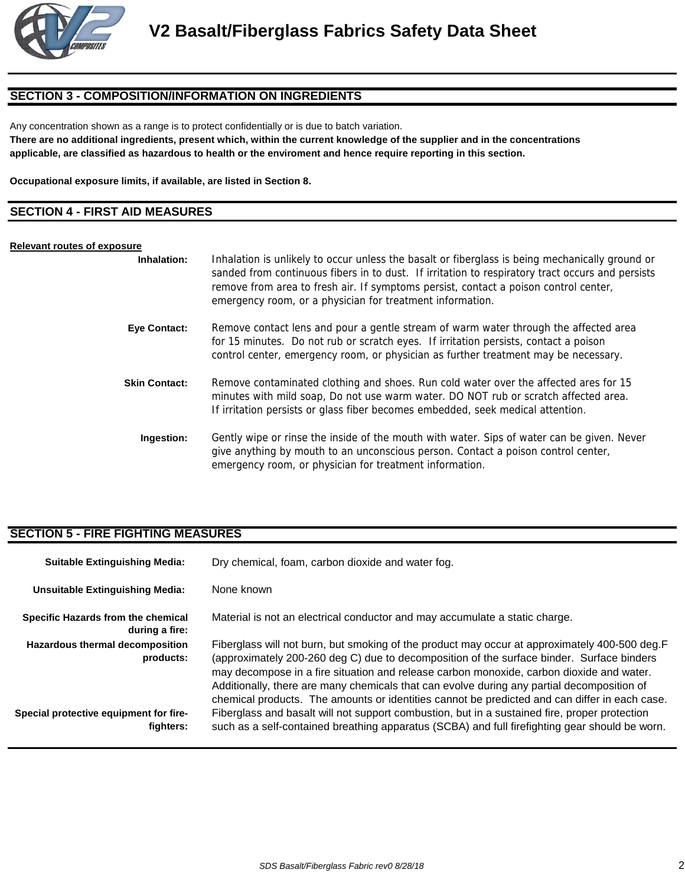# V2 Basalt/Fiberglass Fabrics Safety Data Sheet

## SECTION 3 - COMPOSITION/INFORMATION ON INGREDIENTS

Any concentration shown as a range is to protect confidentially or is due to batch variation.

**There are no additional ingredients, present which, within the current knowledge of the supplier and in the concentrations applicable, are classified as hazardous to health or the enviroment and hence require reporting in this section.**

**Occupational exposure limits, if available, are listed in Section 8.**

## SECTION 4 - FIRST AID MEASURES

**Relevant routes of exposure**

**Inhalation:** Inhalation is unlikely to occur unless the basalt or fiberglass is being mechanically ground or sanded from continuous fibers in to dust. If irritation to respiratory tract occurs and persists remove from area to fresh air. If symptoms persist, contact a poison control center, emergency room, or a physician for treatment information.

**Eye Contact:** Remove contact lens and pour a gentle stream of warm water through the affected area for 15 minutes. Do not rub or scratch eyes. If irritation persists, contact a poison control center, emergency room, or physician as further treatment may be necessary.

**Skin Contact:** Remove contaminated clothing and shoes. Run cold water over the affected ares for 15 minutes with mild soap, Do not use warm water. DO NOT rub or scratch affected area. If irritation persists or glass fiber becomes embedded, seek medical attention.

**Ingestion:** Gently wipe or rinse the inside of the mouth with water. Sips of water can be given. Never give anything by mouth to an unconscious person. Contact a poison control center, emergency room, or physician for treatment information.

## SECTION 5 - FIRE FIGHTING MEASURES

**Suitable Extinguishing Media:** Dry chemical, foam, carbon dioxide and water fog.

**Unsuitable Extinguishing Media:** None known

**Specific Hazards from the chemical during a fire:** Material is not an electrical conductor and may accumulate a static charge.

**Hazardous thermal decomposition products:** Fiberglass will not burn, but smoking of the product may occur at approximately 400-500 deg.F (approximately 200-260 deg C) due to decomposition of the surface binder. Surface binders may decompose in a fire situation and release carbon monoxide, carbon dioxide and water. Additionally, there are many chemicals that can evolve during any partial decomposition of chemical products. The amounts or identities cannot be predicted and can differ in each case.

**Special protective equipment for fire-fighters:** Fiberglass and basalt will not support combustion, but in a sustained fire, proper protection such as a self-contained breathing apparatus (SCBA) and full firefighting gear should be worn.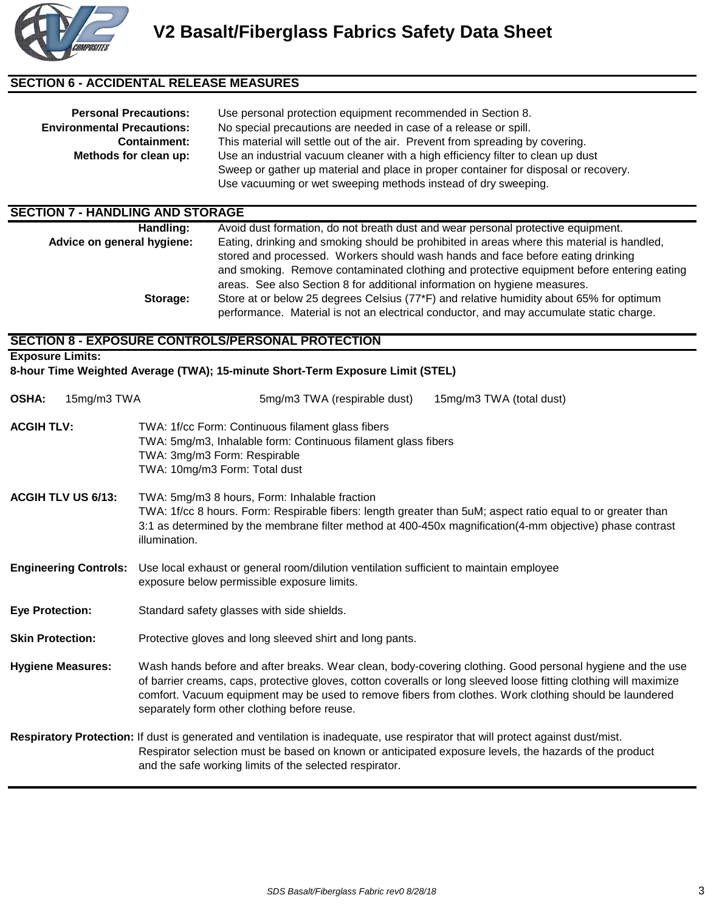# V2 Basalt/Fiberglass Fabrics Safety Data Sheet

## SECTION 6 - ACCIDENTAL RELEASE MEASURES

**Personal Precautions:** Use personal protection equipment recommended in Section 8.

**Environmental Precautions:** No special precautions are needed in case of a release or spill.

**Containment:** This material will settle out of the air. Prevent from spreading by covering.

**Methods for clean up:** Use an industrial vacuum cleaner with a high efficiency filter to clean up dust
Sweep or gather up material and place in proper container for disposal or recovery.
Use vacuuming or wet sweeping methods instead of dry sweeping.

## SECTION 7 - HANDLING AND STORAGE

**Handling:** Avoid dust formation, do not breath dust and wear personal protective equipment.

**Advice on general hygiene:** Eating, drinking and smoking should be prohibited in areas where this material is handled, stored and processed. Workers should wash hands and face before eating drinking and smoking. Remove contaminated clothing and protective equipment before entering eating areas. See also Section 8 for additional information on hygiene measures.

**Storage:** Store at or below 25 degrees Celsius (77*F) and relative humidity about 65% for optimum performance. Material is not an electrical conductor, and may accumulate static charge.

## SECTION 8 - EXPOSURE CONTROLS/PERSONAL PROTECTION

**Exposure Limits:**
**8-hour Time Weighted Average (TWA); 15-minute Short-Term Exposure Limit (STEL)**

**OSHA:** 15mg/m3 TWA    5mg/m3 TWA (respirable dust)    15mg/m3 TWA (total dust)

**ACGIH TLV:**
TWA: 1f/cc Form: Continuous filament glass fibers
TWA: 5mg/m3, Inhalable form: Continuous filament glass fibers
TWA: 3mg/m3 Form: Respirable
TWA: 10mg/m3 Form: Total dust

**ACGIH TLV US 6/13:**
TWA: 5mg/m3 8 hours, Form: Inhalable fraction
TWA: 1f/cc 8 hours. Form: Respirable fibers: length greater than 5uM; aspect ratio equal to or greater than 3:1 as determined by the membrane filter method at 400-450x magnification(4-mm objective) phase contrast illumination.

**Engineering Controls:** Use local exhaust or general room/dilution ventilation sufficient to maintain employee exposure below permissible exposure limits.

**Eye Protection:** Standard safety glasses with side shields.

**Skin Protection:** Protective gloves and long sleeved shirt and long pants.

**Hygiene Measures:** Wash hands before and after breaks. Wear clean, body-covering clothing. Good personal hygiene and the use of barrier creams, caps, protective gloves, cotton coveralls or long sleeved loose fitting clothing will maximize comfort. Vacuum equipment may be used to remove fibers from clothes. Work clothing should be laundered separately form other clothing before reuse.

**Respiratory Protection:** If dust is generated and ventilation is inadequate, use respirator that will protect against dust/mist. Respirator selection must be based on known or anticipated exposure levels, the hazards of the product and the safe working limits of the selected respirator.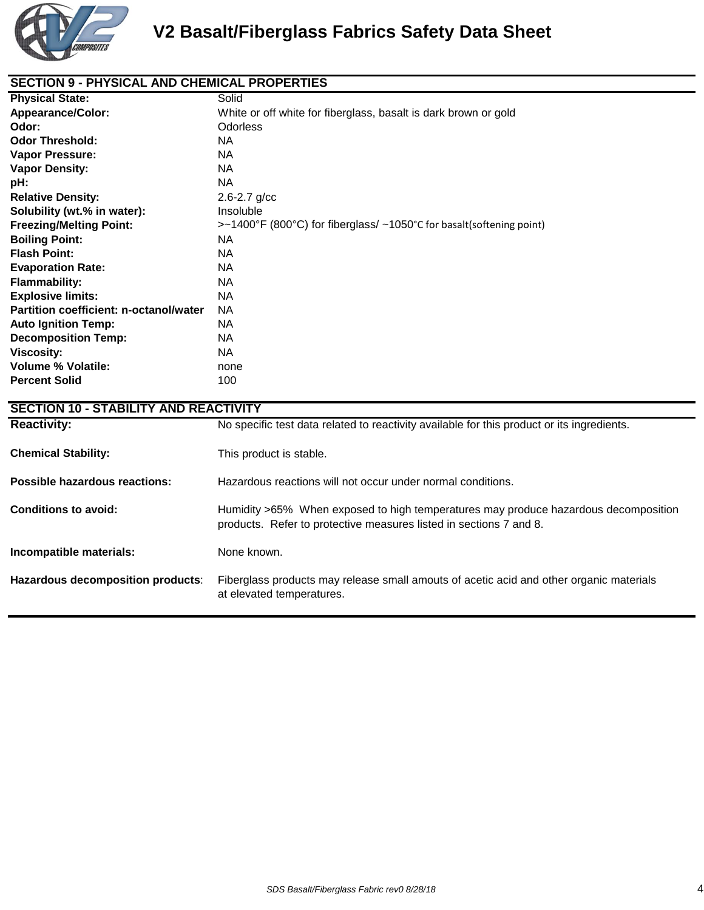## SECTION 9 - PHYSICAL AND CHEMICAL PROPERTIES

| | |
|---|---|
| **Physical State:** | Solid |
| **Appearance/Color:** | White or off white for fiberglass, basalt is dark brown or gold |
| **Odor:** | Odorless |
| **Odor Threshold:** | NA |
| **Vapor Pressure:** | NA |
| **Vapor Density:** | NA |
| **pH:** | NA |
| **Relative Density:** | 2.6-2.7 g/cc |
| **Solubility (wt.% in water):** | Insoluble |
| **Freezing/Melting Point:** | >~1400°F (800°C) for fiberglass/ ~1050°C for basalt(softening point) |
| **Boiling Point:** | NA |
| **Flash Point:** | NA |
| **Evaporation Rate:** | NA |
| **Flammability:** | NA |
| **Explosive limits:** | NA |
| **Partition coefficient: n-octanol/water** | NA |
| **Auto Ignition Temp:** | NA |
| **Decomposition Temp:** | NA |
| **Viscosity:** | NA |
| **Volume % Volatile:** | none |
| **Percent Solid** | 100 |

## SECTION 10 - STABILITY AND REACTIVITY

| | |
|---|---|
| **Reactivity:** | No specific test data related to reactivity available for this product or its ingredients. |
| **Chemical Stability:** | This product is stable. |
| **Possible hazardous reactions:** | Hazardous reactions will not occur under normal conditions. |
| **Conditions to avoid:** | Humidity >65% When exposed to high temperatures may produce hazardous decomposition products. Refer to protective measures listed in sections 7 and 8. |
| **Incompatible materials:** | None known. |
| **Hazardous decomposition products**: | Fiberglass products may release small amouts of acetic acid and other organic materials at elevated temperatures. |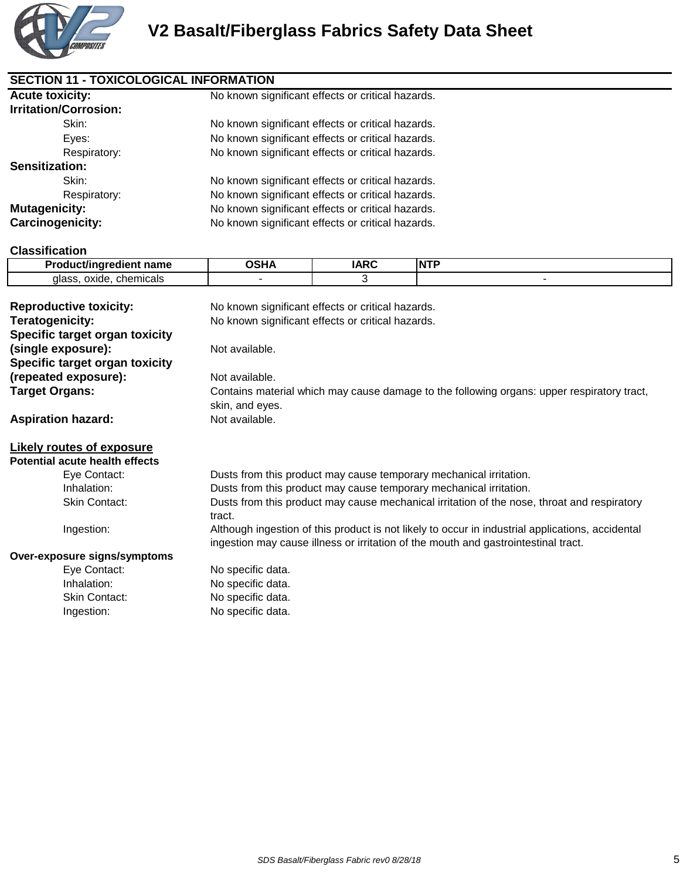## SECTION 11 - TOXICOLOGICAL INFORMATION

**Acute toxicity:** No known significant effects or critical hazards.

**Irritation/Corrosion:**

- Skin: No known significant effects or critical hazards.
- Eyes: No known significant effects or critical hazards.
- Respiratory: No known significant effects or critical hazards.

**Sensitization:**

- Skin: No known significant effects or critical hazards.
- Respiratory: No known significant effects or critical hazards.

**Mutagenicity:** No known significant effects or critical hazards.

**Carcinogenicity:** No known significant effects or critical hazards.

**Classification**

| Product/ingredient name | OSHA | IARC | NTP |
|---|---|---|---|
| glass, oxide, chemicals | - | 3 | - |

**Reproductive toxicity:** No known significant effects or critical hazards.

**Teratogenicity:** No known significant effects or critical hazards.

**Specific target organ toxicity (single exposure):** Not available.

**Specific target organ toxicity (repeated exposure):** Not available.

**Target Organs:** Contains material which may cause damage to the following organs: upper respiratory tract, skin, and eyes.

**Aspiration hazard:** Not available.

**Likely routes of exposure**

**Potential acute health effects**

- Eye Contact: Dusts from this product may cause temporary mechanical irritation.
- Inhalation: Dusts from this product may cause temporary mechanical irritation.
- Skin Contact: Dusts from this product may cause mechanical irritation of the nose, throat and respiratory tract.
- Ingestion: Although ingestion of this product is not likely to occur in industrial applications, accidental ingestion may cause illness or irritation of the mouth and gastrointestinal tract.

**Over-exposure signs/symptoms**

- Eye Contact: No specific data.
- Inhalation: No specific data.
- Skin Contact: No specific data.
- Ingestion: No specific data.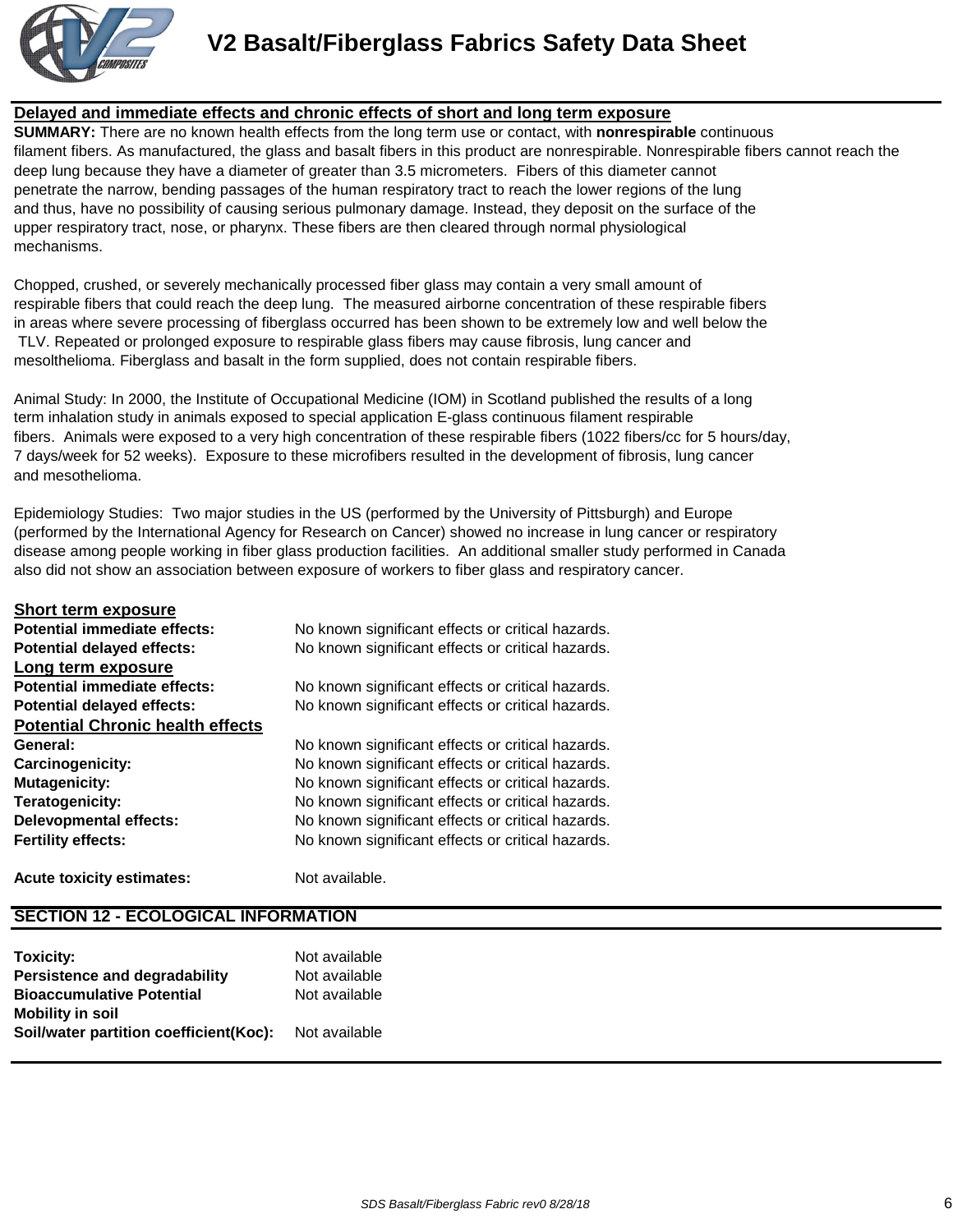## Delayed and immediate effects and chronic effects of short and long term exposure

**SUMMARY:** There are no known health effects from the long term use or contact, with **nonrespirable** continuous filament fibers. As manufactured, the glass and basalt fibers in this product are nonrespirable. Nonrespirable fibers cannot reach the deep lung because they have a diameter of greater than 3.5 micrometers. Fibers of this diameter cannot penetrate the narrow, bending passages of the human respiratory tract to reach the lower regions of the lung and thus, have no possibility of causing serious pulmonary damage. Instead, they deposit on the surface of the upper respiratory tract, nose, or pharynx. These fibers are then cleared through normal physiological mechanisms.

Chopped, crushed, or severely mechanically processed fiber glass may contain a very small amount of respirable fibers that could reach the deep lung. The measured airborne concentration of these respirable fibers in areas where severe processing of fiberglass occurred has been shown to be extremely low and well below the TLV. Repeated or prolonged exposure to respirable glass fibers may cause fibrosis, lung cancer and mesolthelioma. Fiberglass and basalt in the form supplied, does not contain respirable fibers.

Animal Study: In 2000, the Institute of Occupational Medicine (IOM) in Scotland published the results of a long term inhalation study in animals exposed to special application E-glass continuous filament respirable fibers. Animals were exposed to a very high concentration of these respirable fibers (1022 fibers/cc for 5 hours/day, 7 days/week for 52 weeks). Exposure to these microfibers resulted in the development of fibrosis, lung cancer and mesothelioma.

Epidemiology Studies: Two major studies in the US (performed by the University of Pittsburgh) and Europe (performed by the International Agency for Research on Cancer) showed no increase in lung cancer or respiratory disease among people working in fiber glass production facilities. An additional smaller study performed in Canada also did not show an association between exposure of workers to fiber glass and respiratory cancer.

### Short term exposure

**Potential immediate effects:** No known significant effects or critical hazards.
**Potential delayed effects:** No known significant effects or critical hazards.

### Long term exposure

**Potential immediate effects:** No known significant effects or critical hazards.
**Potential delayed effects:** No known significant effects or critical hazards.

### Potential Chronic health effects

**General:** No known significant effects or critical hazards.
**Carcinogenicity:** No known significant effects or critical hazards.
**Mutagenicity:** No known significant effects or critical hazards.
**Teratogenicity:** No known significant effects or critical hazards.
**Delevopmental effects:** No known significant effects or critical hazards.
**Fertility effects:** No known significant effects or critical hazards.

**Acute toxicity estimates:** Not available.

## SECTION 12 - ECOLOGICAL INFORMATION

**Toxicity:** Not available
**Persistence and degradability** Not available
**Bioaccumulative Potential** Not available
**Mobility in soil**
**Soil/water partition coefficient(Koc):** Not available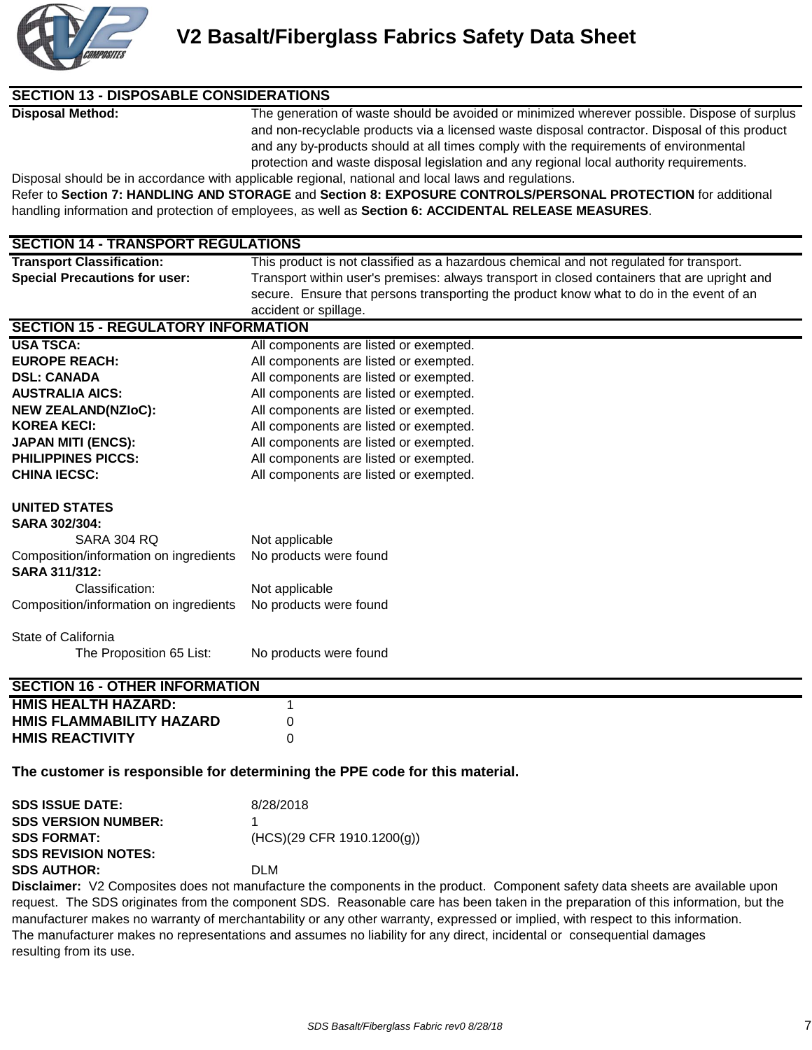# V2 Basalt/Fiberglass Fabrics Safety Data Sheet

## SECTION 13 - DISPOSABLE CONSIDERATIONS

| | |
|---|---|
| **Disposal Method:** | The generation of waste should be avoided or minimized wherever possible. Dispose of surplus and non-recyclable products via a licensed waste disposal contractor. Disposal of this product and any by-products should at all times comply with the requirements of environmental protection and waste disposal legislation and any regional local authority requirements. |

Disposal should be in accordance with applicable regional, national and local laws and regulations.
Refer to **Section 7: HANDLING AND STORAGE** and **Section 8: EXPOSURE CONTROLS/PERSONAL PROTECTION** for additional handling information and protection of employees, as well as **Section 6: ACCIDENTAL RELEASE MEASURES**.

## SECTION 14 - TRANSPORT REGULATIONS

| | |
|---|---|
| **Transport Classification:** | This product is not classified as a hazardous chemical and not regulated for transport. |
| **Special Precautions for user:** | Transport within user's premises: always transport in closed containers that are upright and secure. Ensure that persons transporting the product know what to do in the event of an accident or spillage. |

## SECTION 15 - REGULATORY INFORMATION

| | |
|---|---|
| **USA TSCA:** | All components are listed or exempted. |
| **EUROPE REACH:** | All components are listed or exempted. |
| **DSL: CANADA** | All components are listed or exempted. |
| **AUSTRALIA AICS:** | All components are listed or exempted. |
| **NEW ZEALAND(NZIoC):** | All components are listed or exempted. |
| **KOREA KECI:** | All components are listed or exempted. |
| **JAPAN MITI (ENCS):** | All components are listed or exempted. |
| **PHILIPPINES PICCS:** | All components are listed or exempted. |
| **CHINA IECSC:** | All components are listed or exempted. |

**UNITED STATES**

**SARA 302/304:**

| | |
|---|---|
| SARA 304 RQ | Not applicable |
| Composition/information on ingredients | No products were found |

**SARA 311/312:**

| | |
|---|---|
| Classification: | Not applicable |
| Composition/information on ingredients | No products were found |

State of California

| | |
|---|---|
| The Proposition 65 List: | No products were found |

## SECTION 16 - OTHER INFORMATION

| | |
|---|---|
| **HMIS HEALTH HAZARD:** | 1 |
| **HMIS FLAMMABILITY HAZARD** | 0 |
| **HMIS REACTIVITY** | 0 |

**The customer is responsible for determining the PPE code for this material.**

| | |
|---|---|
| **SDS ISSUE DATE:** | 8/28/2018 |
| **SDS VERSION NUMBER:** | 1 |
| **SDS FORMAT:** | (HCS)(29 CFR 1910.1200(g)) |
| **SDS REVISION NOTES:** | |
| **SDS AUTHOR:** | DLM |

**Disclaimer:** V2 Composites does not manufacture the components in the product. Component safety data sheets are available upon request. The SDS originates from the component SDS. Reasonable care has been taken in the preparation of this information, but the manufacturer makes no warranty of merchantability or any other warranty, expressed or implied, with respect to this information. The manufacturer makes no representations and assumes no liability for any direct, incidental or consequential damages resulting from its use.